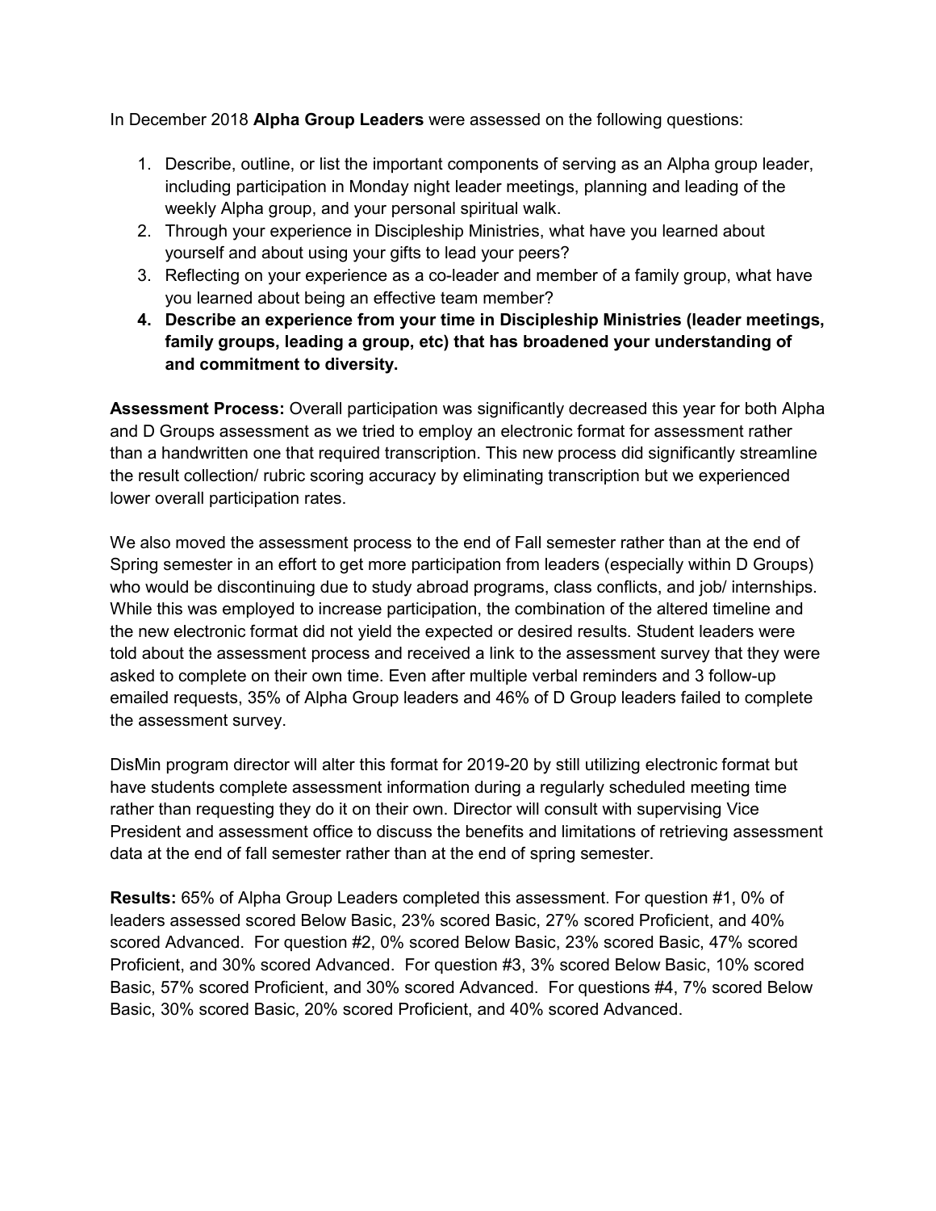In December 2018 **Alpha Group Leaders** were assessed on the following questions:

1. Describe, outline, or list the important components of serving as an Alpha group leader, including participation in Monday night leader meetings, planning and leading of the weekly Alpha group, and your personal spiritual walk.
2. Through your experience in Discipleship Ministries, what have you learned about yourself and about using your gifts to lead your peers?
3. Reflecting on your experience as a co-leader and member of a family group, what have you learned about being an effective team member?
4. **Describe an experience from your time in Discipleship Ministries (leader meetings, family groups, leading a group, etc) that has broadened your understanding of and commitment to diversity.**

**Assessment Process:** Overall participation was significantly decreased this year for both Alpha and D Groups assessment as we tried to employ an electronic format for assessment rather than a handwritten one that required transcription. This new process did significantly streamline the result collection/ rubric scoring accuracy by eliminating transcription but we experienced lower overall participation rates.

We also moved the assessment process to the end of Fall semester rather than at the end of Spring semester in an effort to get more participation from leaders (especially within D Groups) who would be discontinuing due to study abroad programs, class conflicts, and job/ internships. While this was employed to increase participation, the combination of the altered timeline and the new electronic format did not yield the expected or desired results. Student leaders were told about the assessment process and received a link to the assessment survey that they were asked to complete on their own time. Even after multiple verbal reminders and 3 follow-up emailed requests, 35% of Alpha Group leaders and 46% of D Group leaders failed to complete the assessment survey.

DisMin program director will alter this format for 2019-20 by still utilizing electronic format but have students complete assessment information during a regularly scheduled meeting time rather than requesting they do it on their own. Director will consult with supervising Vice President and assessment office to discuss the benefits and limitations of retrieving assessment data at the end of fall semester rather than at the end of spring semester.

**Results:** 65% of Alpha Group Leaders completed this assessment. For question #1, 0% of leaders assessed scored Below Basic, 23% scored Basic, 27% scored Proficient, and 40% scored Advanced. For question #2, 0% scored Below Basic, 23% scored Basic, 47% scored Proficient, and 30% scored Advanced. For question #3, 3% scored Below Basic, 10% scored Basic, 57% scored Proficient, and 30% scored Advanced. For questions #4, 7% scored Below Basic, 30% scored Basic, 20% scored Proficient, and 40% scored Advanced.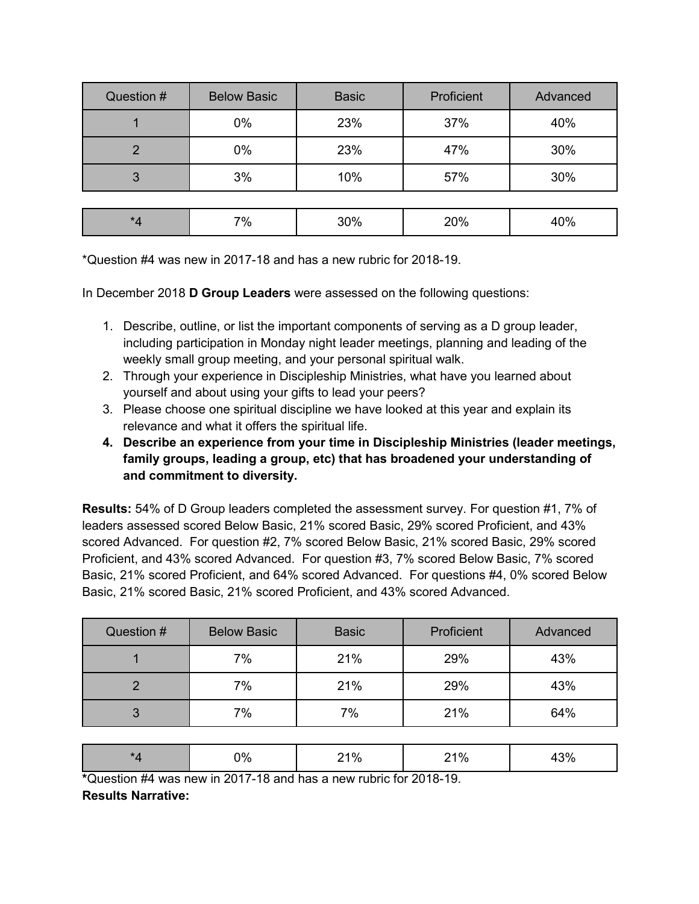| Question # | Below Basic | Basic | Proficient | Advanced |
| --- | --- | --- | --- | --- |
| 1 | 0% | 23% | 37% | 40% |
| 2 | 0% | 23% | 47% | 30% |
| 3 | 3% | 10% | 57% | 30% |
| *4 | 7% | 30% | 20% | 40% |

*Question #4 was new in 2017-18 and has a new rubric for 2018-19.

In December 2018 **D Group Leaders** were assessed on the following questions:

1. Describe, outline, or list the important components of serving as a D group leader, including participation in Monday night leader meetings, planning and leading of the weekly small group meeting, and your personal spiritual walk.
2. Through your experience in Discipleship Ministries, what have you learned about yourself and about using your gifts to lead your peers?
3. Please choose one spiritual discipline we have looked at this year and explain its relevance and what it offers the spiritual life.
4. **Describe an experience from your time in Discipleship Ministries (leader meetings, family groups, leading a group, etc) that has broadened your understanding of and commitment to diversity.**

**Results:** 54% of D Group leaders completed the assessment survey. For question #1, 7% of leaders assessed scored Below Basic, 21% scored Basic, 29% scored Proficient, and 43% scored Advanced. For question #2, 7% scored Below Basic, 21% scored Basic, 29% scored Proficient, and 43% scored Advanced. For question #3, 7% scored Below Basic, 7% scored Basic, 21% scored Proficient, and 64% scored Advanced. For questions #4, 0% scored Below Basic, 21% scored Basic, 21% scored Proficient, and 43% scored Advanced.

| Question # | Below Basic | Basic | Proficient | Advanced |
| --- | --- | --- | --- | --- |
| 1 | 7% | 21% | 29% | 43% |
| 2 | 7% | 21% | 29% | 43% |
| 3 | 7% | 7% | 21% | 64% |
| *4 | 0% | 21% | 21% | 43% |

***Question #4 was new in 2017-18 and has a new rubric for 2018-19.**

**Results Narrative:**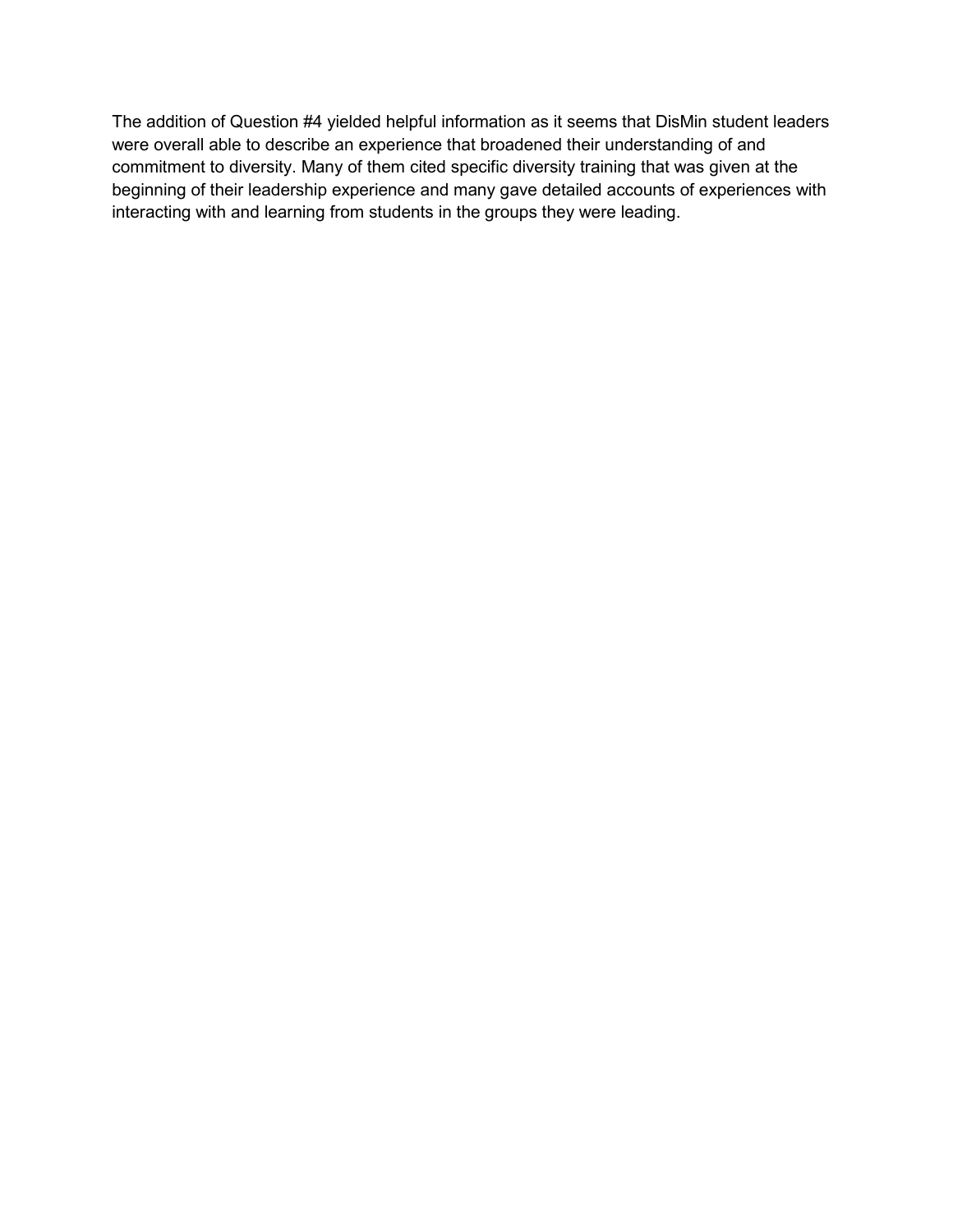The addition of Question #4 yielded helpful information as it seems that DisMin student leaders were overall able to describe an experience that broadened their understanding of and commitment to diversity. Many of them cited specific diversity training that was given at the beginning of their leadership experience and many gave detailed accounts of experiences with interacting with and learning from students in the groups they were leading.